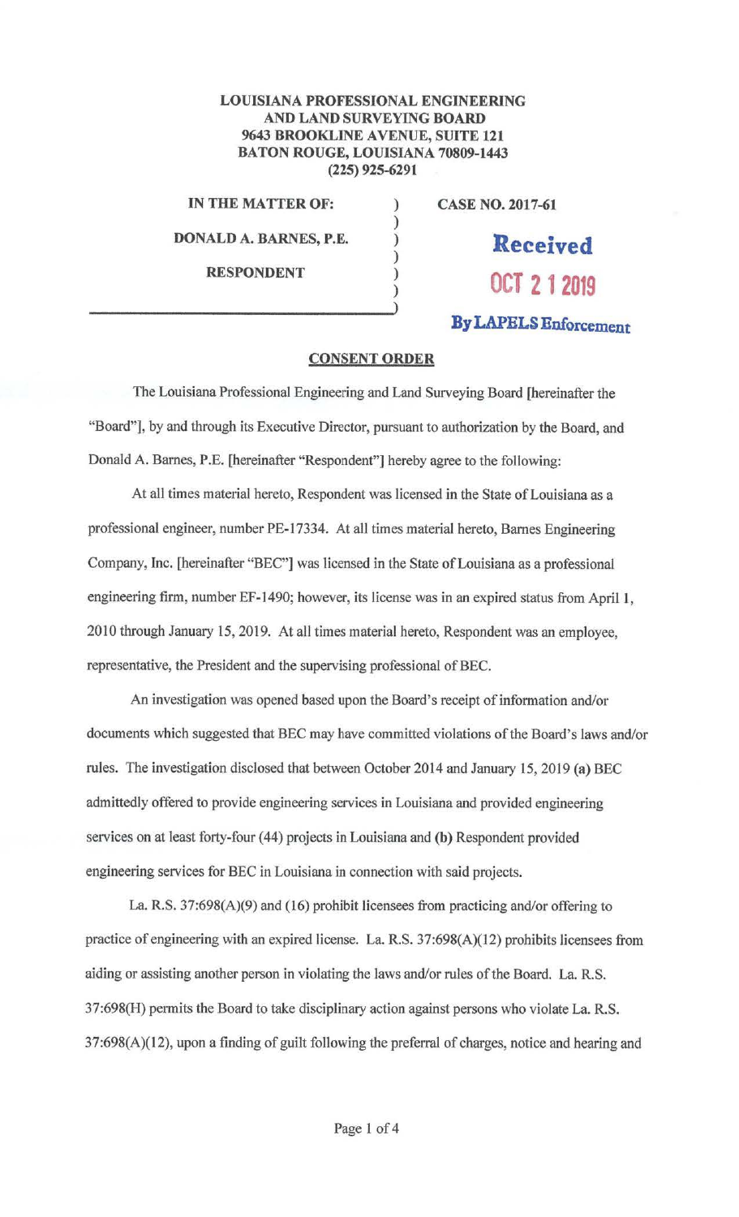**LOUISIANA PROFESSIONAL ENGINEERING AND LAND SURVEYING BOARD**
**9643 BROOKLINE AVENUE, SUITE 121**
**BATON ROUGE, LOUISIANA 70809-1443**
**(225) 925-6291**

**IN THE MATTER OF:**

**DONALD A. BARNES, P.E.**

**RESPONDENT**

**CASE NO. 2017-61**

**Received**
**OCT 21 2019**
**By LAPELS Enforcement**

**CONSENT ORDER**

The Louisiana Professional Engineering and Land Surveying Board [hereinafter the "Board"], by and through its Executive Director, pursuant to authorization by the Board, and Donald A. Barnes, P.E. [hereinafter "Respondent"] hereby agree to the following:

At all times material hereto, Respondent was licensed in the State of Louisiana as a professional engineer, number PE-17334. At all times material hereto, Barnes Engineering Company, Inc. [hereinafter "BEC"] was licensed in the State of Louisiana as a professional engineering firm, number EF-1490; however, its license was in an expired status from April 1, 2010 through January 15, 2019. At all times material hereto, Respondent was an employee, representative, the President and the supervising professional of BEC.

An investigation was opened based upon the Board's receipt of information and/or documents which suggested that BEC may have committed violations of the Board's laws and/or rules. The investigation disclosed that between October 2014 and January 15, 2019 **(a)** BEC admittedly offered to provide engineering services in Louisiana and provided engineering services on at least forty-four (44) projects in Louisiana and **(b)** Respondent provided engineering services for BEC in Louisiana in connection with said projects.

La. R.S. 37:698(A)(9) and (16) prohibit licensees from practicing and/or offering to practice of engineering with an expired license. La. R.S. 37:698(A)(12) prohibits licensees from aiding or assisting another person in violating the laws and/or rules of the Board. La. R.S. 37:698(H) permits the Board to take disciplinary action against persons who violate La. R.S. 37:698(A)(12), upon a finding of guilt following the preferral of charges, notice and hearing and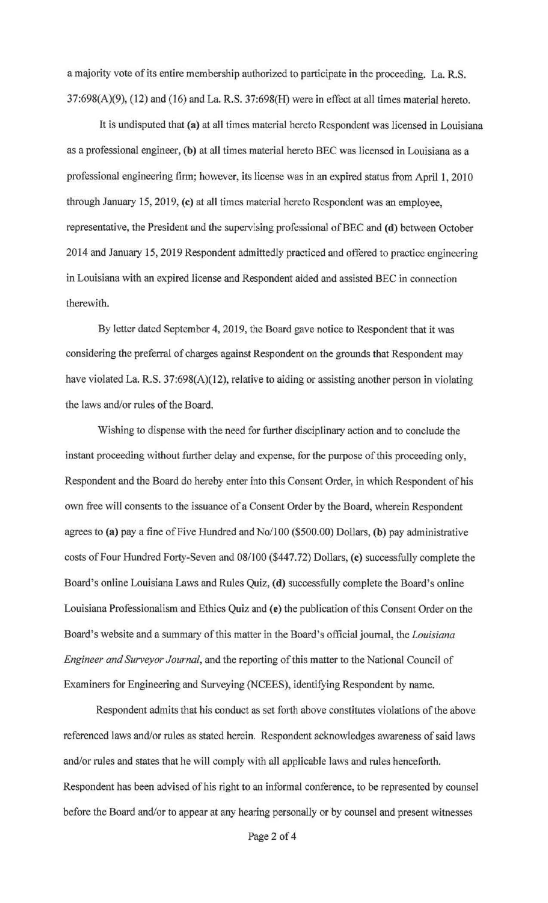a majority vote of its entire membership authorized to participate in the proceeding. La. R.S. 37:698(A)(9), (12) and (16) and La. R.S. 37:698(H) were in effect at all times material hereto.

It is undisputed that **(a)** at all times material hereto Respondent was licensed in Louisiana as a professional engineer, **(b)** at all times material hereto BEC was licensed in Louisiana as a professional engineering firm; however, its license was in an expired status from April 1, 2010 through January 15, 2019, **(c)** at all times material hereto Respondent was an employee, representative, the President and the supervising professional of BEC and **(d)** between October 2014 and January 15, 2019 Respondent admittedly practiced and offered to practice engineering in Louisiana with an expired license and Respondent aided and assisted BEC in connection therewith.

By letter dated September 4, 2019, the Board gave notice to Respondent that it was considering the preferral of charges against Respondent on the grounds that Respondent may have violated La. R.S. 37:698(A)(12), relative to aiding or assisting another person in violating the laws and/or rules of the Board.

Wishing to dispense with the need for further disciplinary action and to conclude the instant proceeding without further delay and expense, for the purpose of this proceeding only, Respondent and the Board do hereby enter into this Consent Order, in which Respondent of his own free will consents to the issuance of a Consent Order by the Board, wherein Respondent agrees to **(a)** pay a fine of Five Hundred and No/100 ($500.00) Dollars, **(b)** pay administrative costs of Four Hundred Forty-Seven and 08/100 ($447.72) Dollars, **(c)** successfully complete the Board's online Louisiana Laws and Rules Quiz, **(d)** successfully complete the Board's online Louisiana Professionalism and Ethics Quiz and **(e)** the publication of this Consent Order on the Board's website and a summary of this matter in the Board's official journal, the *Louisiana Engineer and Surveyor Journal*, and the reporting of this matter to the National Council of Examiners for Engineering and Surveying (NCEES), identifying Respondent by name.

Respondent admits that his conduct as set forth above constitutes violations of the above referenced laws and/or rules as stated herein. Respondent acknowledges awareness of said laws and/or rules and states that he will comply with all applicable laws and rules henceforth. Respondent has been advised of his right to an informal conference, to be represented by counsel before the Board and/or to appear at any hearing personally or by counsel and present witnesses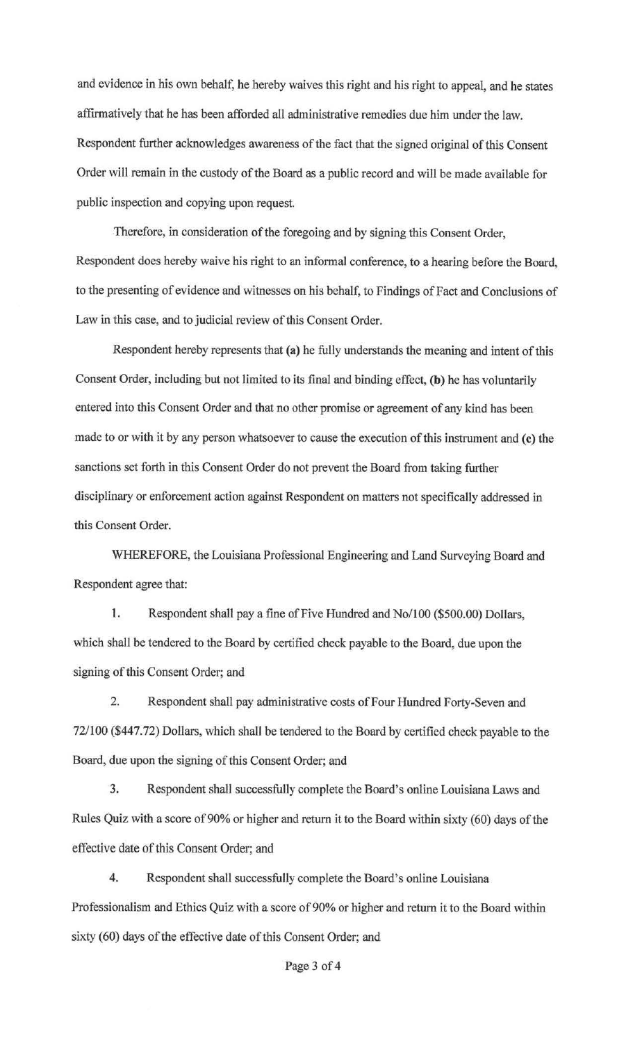and evidence in his own behalf, he hereby waives this right and his right to appeal, and he states affirmatively that he has been afforded all administrative remedies due him under the law. Respondent further acknowledges awareness of the fact that the signed original of this Consent Order will remain in the custody of the Board as a public record and will be made available for public inspection and copying upon request.

Therefore, in consideration of the foregoing and by signing this Consent Order, Respondent does hereby waive his right to an informal conference, to a hearing before the Board, to the presenting of evidence and witnesses on his behalf, to Findings of Fact and Conclusions of Law in this case, and to judicial review of this Consent Order.

Respondent hereby represents that **(a)** he fully understands the meaning and intent of this Consent Order, including but not limited to its final and binding effect, **(b)** he has voluntarily entered into this Consent Order and that no other promise or agreement of any kind has been made to or with it by any person whatsoever to cause the execution of this instrument and **(c)** the sanctions set forth in this Consent Order do not prevent the Board from taking further disciplinary or enforcement action against Respondent on matters not specifically addressed in this Consent Order.

WHEREFORE, the Louisiana Professional Engineering and Land Surveying Board and Respondent agree that:

1. Respondent shall pay a fine of Five Hundred and No/100 ($500.00) Dollars, which shall be tendered to the Board by certified check payable to the Board, due upon the signing of this Consent Order; and

2. Respondent shall pay administrative costs of Four Hundred Forty-Seven and 72/100 ($447.72) Dollars, which shall be tendered to the Board by certified check payable to the Board, due upon the signing of this Consent Order; and

3. Respondent shall successfully complete the Board's online Louisiana Laws and Rules Quiz with a score of 90% or higher and return it to the Board within sixty (60) days of the effective date of this Consent Order; and

4. Respondent shall successfully complete the Board's online Louisiana Professionalism and Ethics Quiz with a score of 90% or higher and return it to the Board within sixty (60) days of the effective date of this Consent Order; and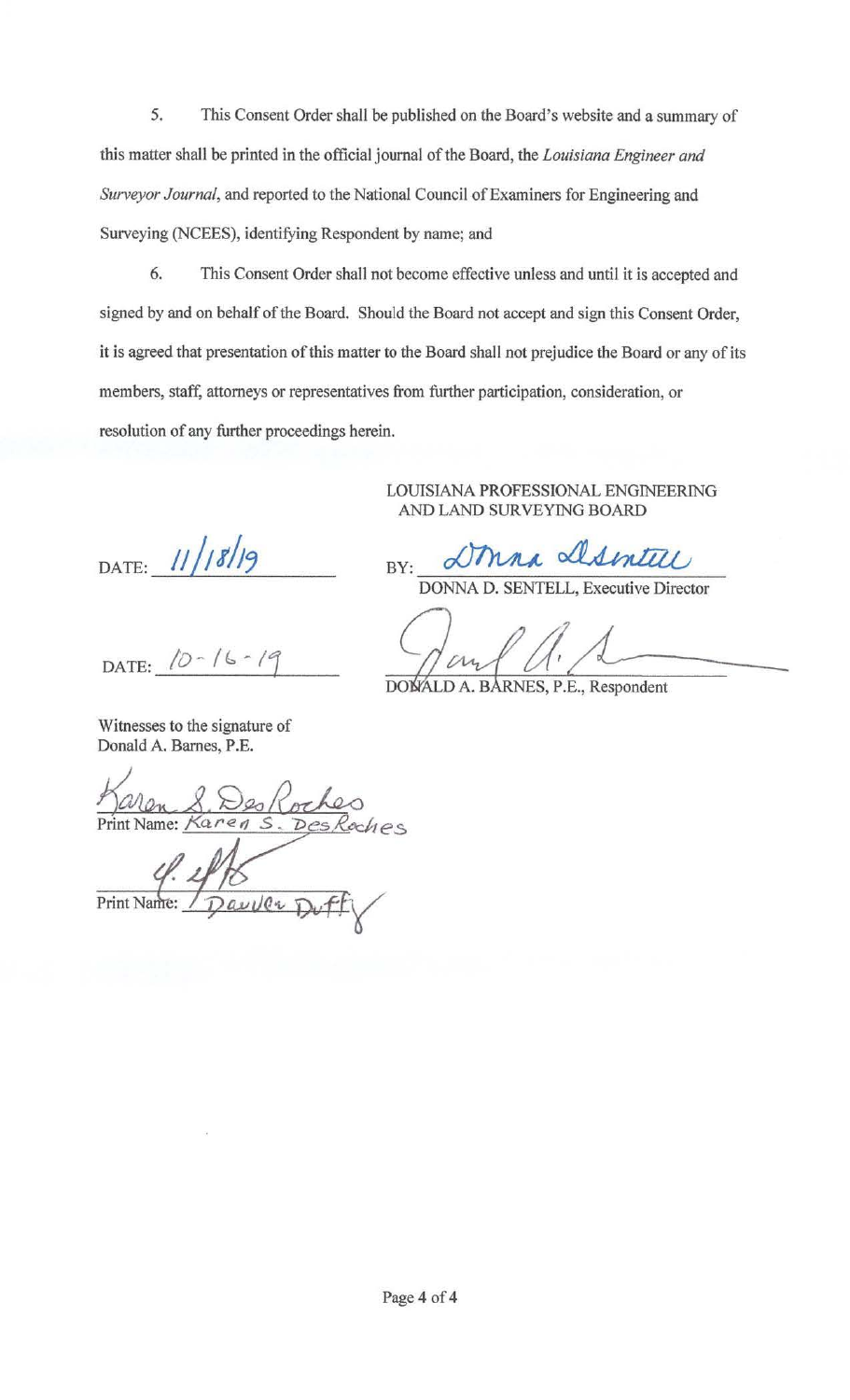5. This Consent Order shall be published on the Board's website and a summary of this matter shall be printed in the official journal of the Board, the *Louisiana Engineer and Surveyor Journal*, and reported to the National Council of Examiners for Engineering and Surveying (NCEES), identifying Respondent by name; and

6. This Consent Order shall not become effective unless and until it is accepted and signed by and on behalf of the Board. Should the Board not accept and sign this Consent Order, it is agreed that presentation of this matter to the Board shall not prejudice the Board or any of its members, staff, attorneys or representatives from further participation, consideration, or resolution of any further proceedings herein.

LOUISIANA PROFESSIONAL ENGINEERING AND LAND SURVEYING BOARD

DATE: 11/18/19

BY: Donna Sentell

DONNA D. SENTELL, Executive Director

DATE: 10-16-19

DONALD A. BARNES, P.E., Respondent

Witnesses to the signature of Donald A. Barnes, P.E.

Karen S. DesRoches

Print Name: Karen S. DesRoches

Print Name: Dawlen Duffy